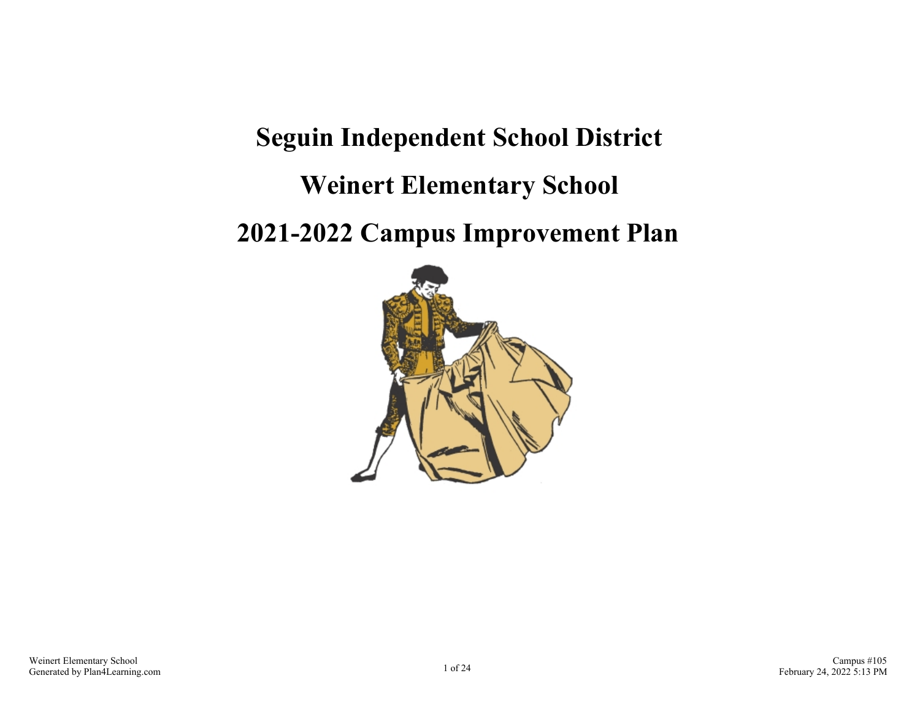# Seguin Independent School District

# Weinert Elementary School

# 2021-2022 Campus Improvement Plan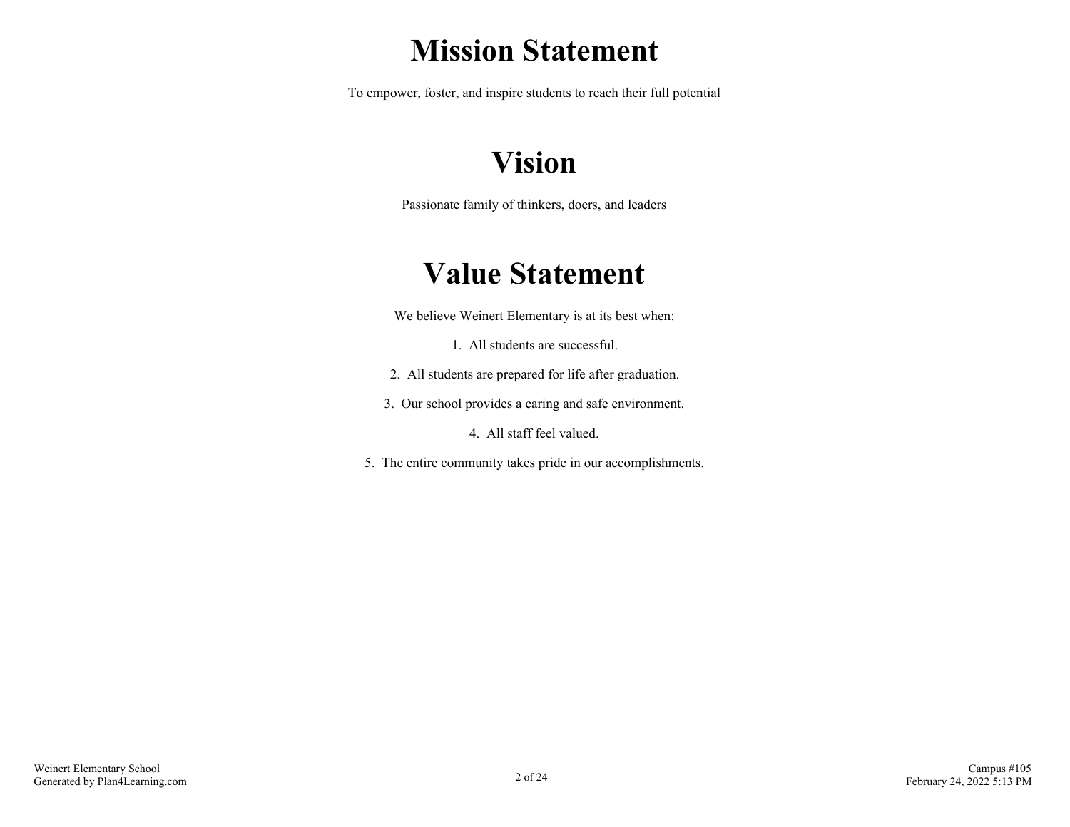# Mission Statement

To empower, foster, and inspire students to reach their full potential

# Vision

Passionate family of thinkers, doers, and leaders

# Value Statement

We believe Weinert Elementary is at its best when:

1. All students are successful.
2. All students are prepared for life after graduation.
3. Our school provides a caring and safe environment.
4. All staff feel valued.
5. The entire community takes pride in our accomplishments.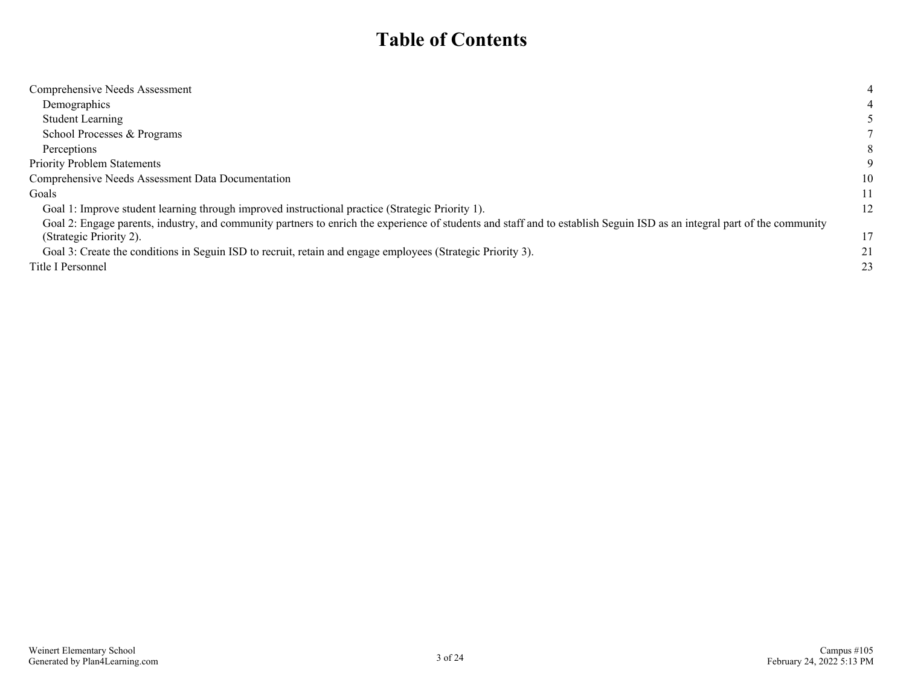# Table of Contents

| | |
|---|---|
| Comprehensive Needs Assessment | 4 |
| Demographics | 4 |
| Student Learning | 5 |
| School Processes & Programs | 7 |
| Perceptions | 8 |
| Priority Problem Statements | 9 |
| Comprehensive Needs Assessment Data Documentation | 10 |
| Goals | 11 |
| Goal 1: Improve student learning through improved instructional practice (Strategic Priority 1). | 12 |
| Goal 2: Engage parents, industry, and community partners to enrich the experience of students and staff and to establish Seguin ISD as an integral part of the community (Strategic Priority 2). | 17 |
| Goal 3: Create the conditions in Seguin ISD to recruit, retain and engage employees (Strategic Priority 3). | 21 |
| Title I Personnel | 23 |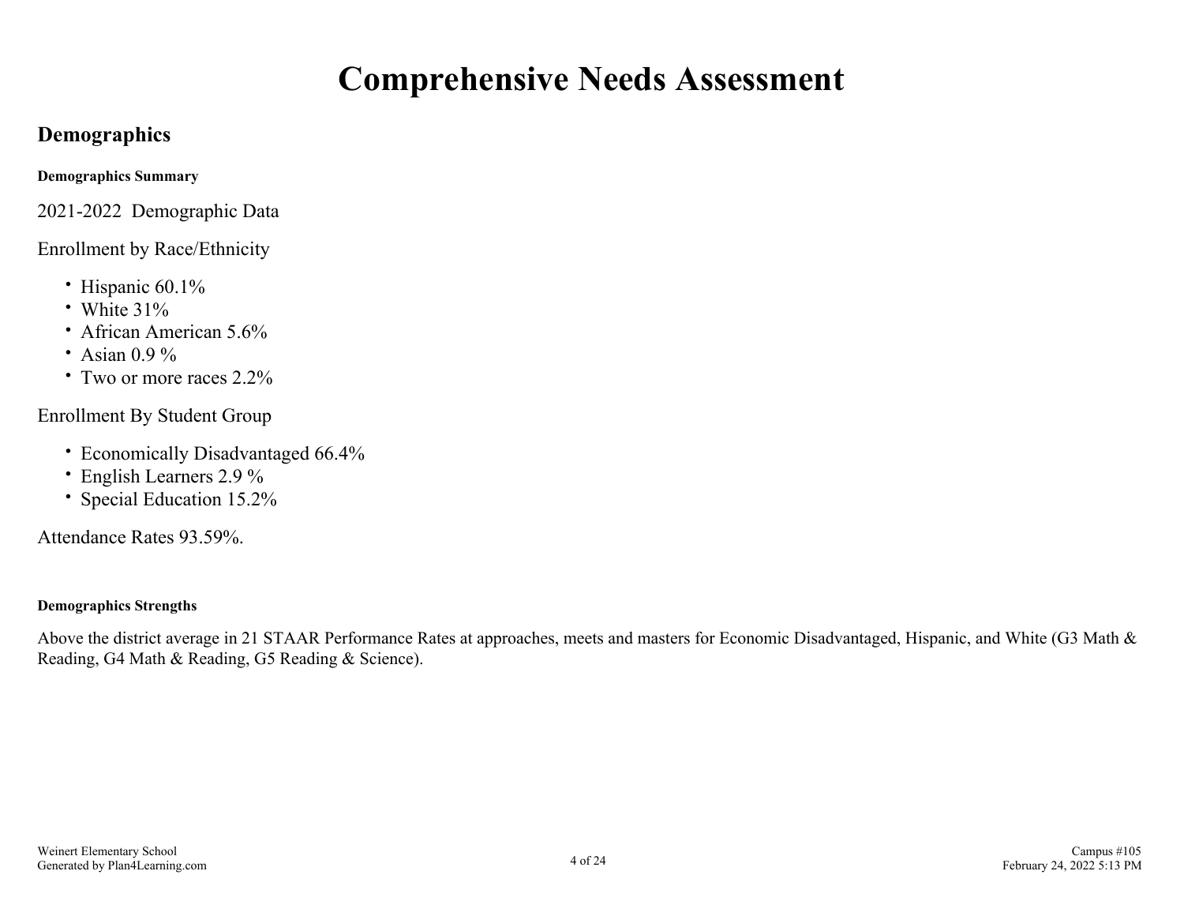# Comprehensive Needs Assessment

## Demographics

**Demographics Summary**

2021-2022 Demographic Data

Enrollment by Race/Ethnicity

- Hispanic 60.1%
- White 31%
- African American 5.6%
- Asian 0.9 %
- Two or more races 2.2%

Enrollment By Student Group

- Economically Disadvantaged 66.4%
- English Learners 2.9 %
- Special Education 15.2%

Attendance Rates 93.59%.

**Demographics Strengths**

Above the district average in 21 STAAR Performance Rates at approaches, meets and masters for Economic Disadvantaged, Hispanic, and White (G3 Math & Reading, G4 Math & Reading, G5 Reading & Science).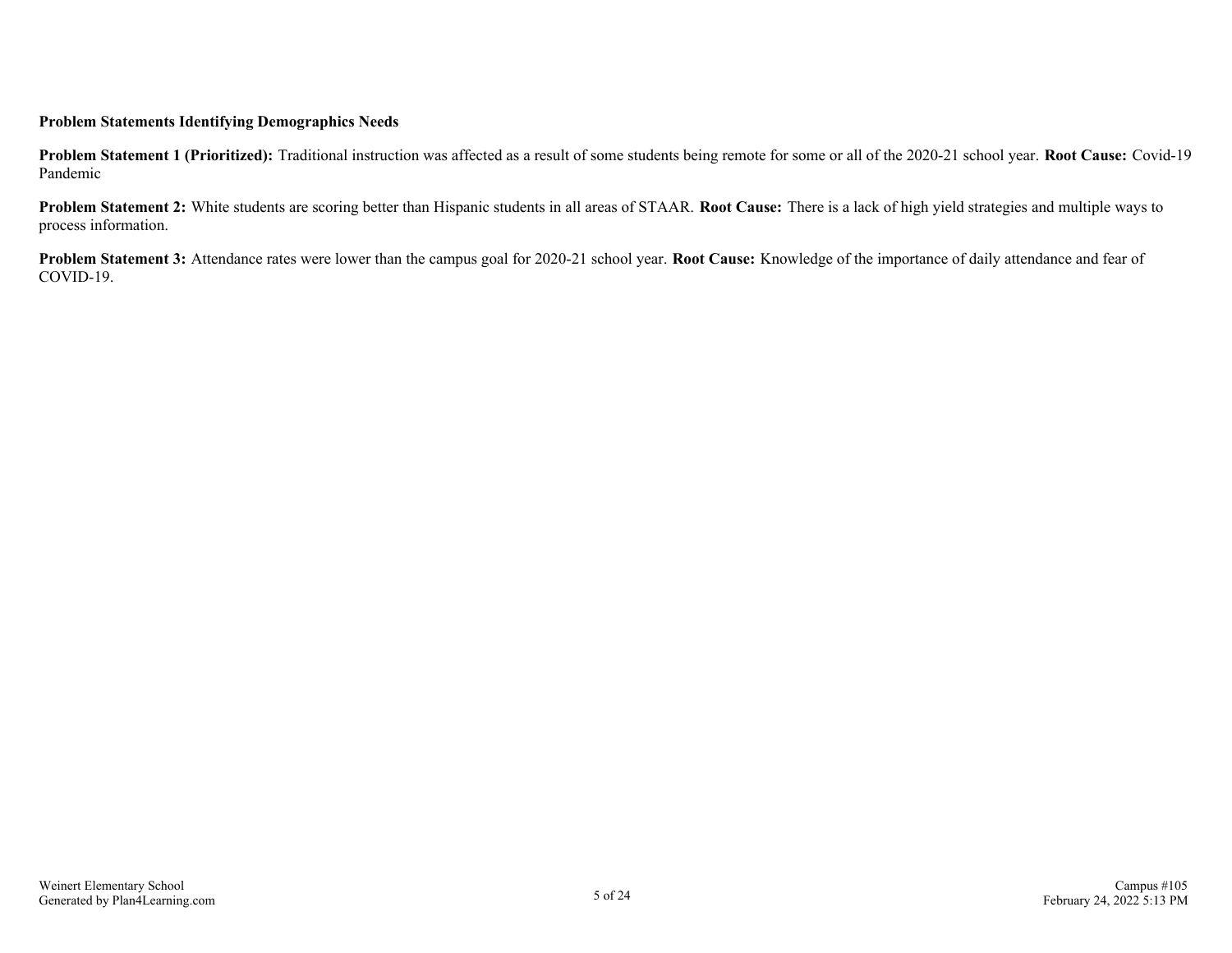**Problem Statements Identifying Demographics Needs**

**Problem Statement 1 (Prioritized):** Traditional instruction was affected as a result of some students being remote for some or all of the 2020-21 school year. **Root Cause:** Covid-19 Pandemic

**Problem Statement 2:** White students are scoring better than Hispanic students in all areas of STAAR. **Root Cause:** There is a lack of high yield strategies and multiple ways to process information.

**Problem Statement 3:** Attendance rates were lower than the campus goal for 2020-21 school year. **Root Cause:** Knowledge of the importance of daily attendance and fear of COVID-19.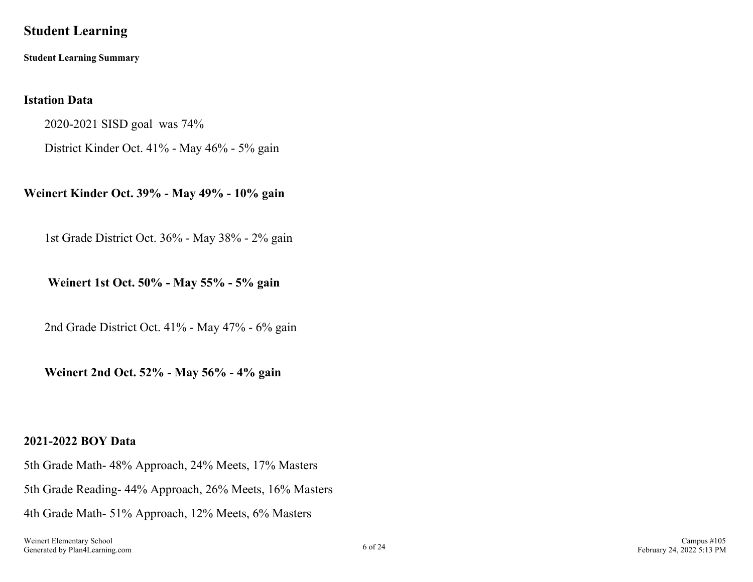# Student Learning

**Student Learning Summary**

## Istation Data

2020-2021 SISD goal was 74%

District Kinder Oct. 41% - May 46% - 5% gain

**Weinert Kinder Oct. 39% - May 49% - 10% gain**

1st Grade District Oct. 36% - May 38% - 2% gain

**Weinert 1st Oct. 50% - May 55% - 5% gain**

2nd Grade District Oct. 41% - May 47% - 6% gain

**Weinert 2nd Oct. 52% - May 56% - 4% gain**

## 2021-2022 BOY Data

5th Grade Math- 48% Approach, 24% Meets, 17% Masters

5th Grade Reading- 44% Approach, 26% Meets, 16% Masters

4th Grade Math- 51% Approach, 12% Meets, 6% Masters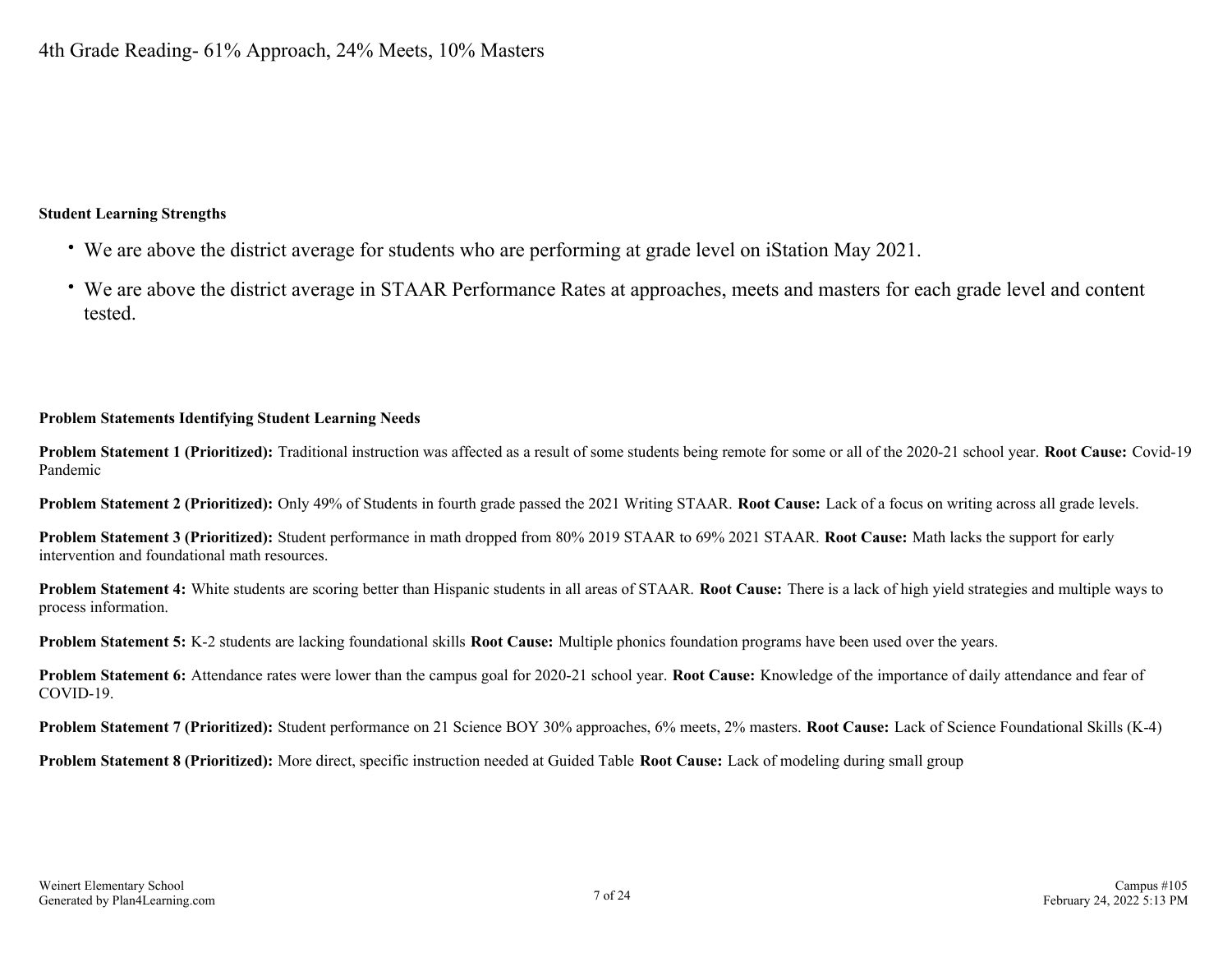4th Grade Reading- 61% Approach, 24% Meets, 10% Masters

**Student Learning Strengths**

- We are above the district average for students who are performing at grade level on iStation May 2021.
- We are above the district average in STAAR Performance Rates at approaches, meets and masters for each grade level and content tested.

**Problem Statements Identifying Student Learning Needs**

**Problem Statement 1 (Prioritized):** Traditional instruction was affected as a result of some students being remote for some or all of the 2020-21 school year. **Root Cause:** Covid-19 Pandemic

**Problem Statement 2 (Prioritized):** Only 49% of Students in fourth grade passed the 2021 Writing STAAR. **Root Cause:** Lack of a focus on writing across all grade levels.

**Problem Statement 3 (Prioritized):** Student performance in math dropped from 80% 2019 STAAR to 69% 2021 STAAR. **Root Cause:** Math lacks the support for early intervention and foundational math resources.

**Problem Statement 4:** White students are scoring better than Hispanic students in all areas of STAAR. **Root Cause:** There is a lack of high yield strategies and multiple ways to process information.

**Problem Statement 5:** K-2 students are lacking foundational skills **Root Cause:** Multiple phonics foundation programs have been used over the years.

**Problem Statement 6:** Attendance rates were lower than the campus goal for 2020-21 school year. **Root Cause:** Knowledge of the importance of daily attendance and fear of COVID-19.

**Problem Statement 7 (Prioritized):** Student performance on 21 Science BOY 30% approaches, 6% meets, 2% masters. **Root Cause:** Lack of Science Foundational Skills (K-4)

**Problem Statement 8 (Prioritized):** More direct, specific instruction needed at Guided Table **Root Cause:** Lack of modeling during small group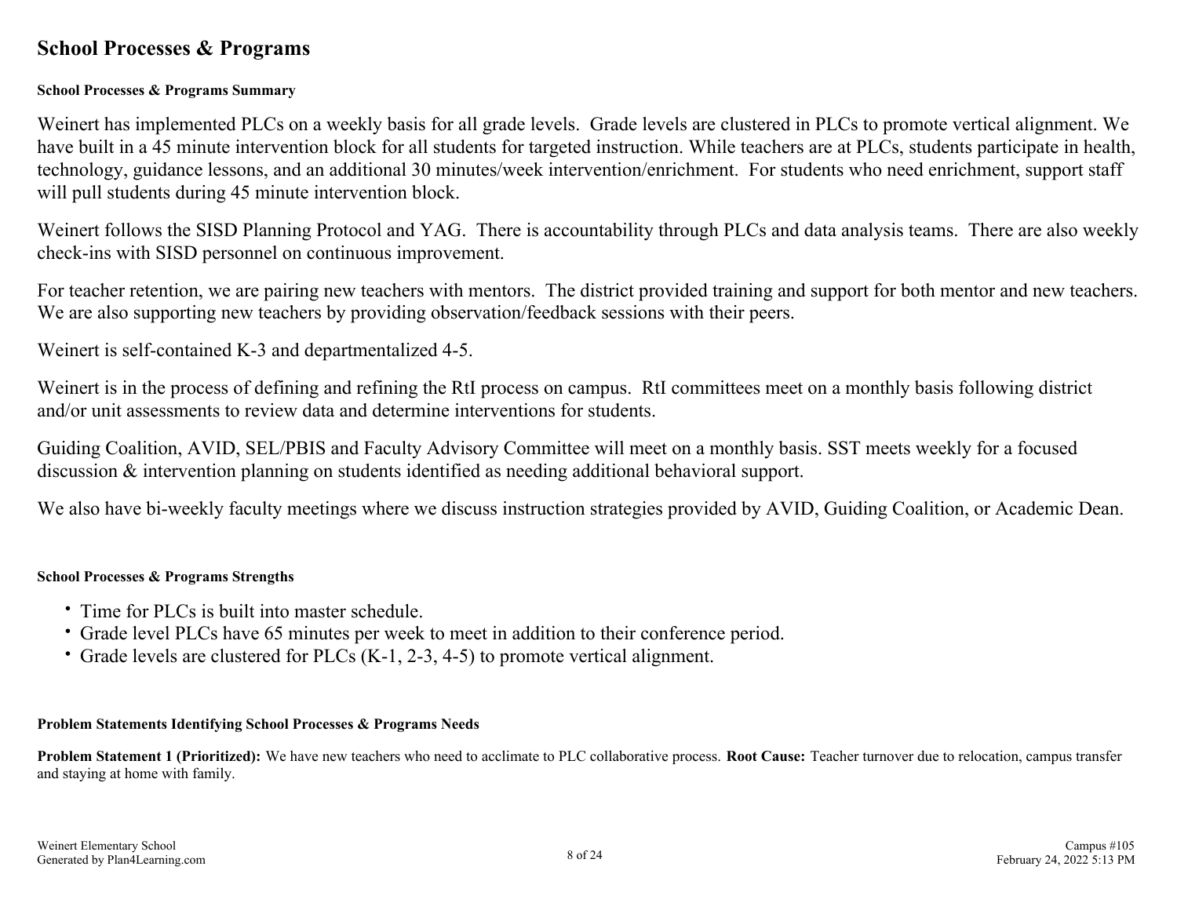## School Processes & Programs

#### School Processes & Programs Summary

Weinert has implemented PLCs on a weekly basis for all grade levels. Grade levels are clustered in PLCs to promote vertical alignment. We have built in a 45 minute intervention block for all students for targeted instruction. While teachers are at PLCs, students participate in health, technology, guidance lessons, and an additional 30 minutes/week intervention/enrichment. For students who need enrichment, support staff will pull students during 45 minute intervention block.

Weinert follows the SISD Planning Protocol and YAG. There is accountability through PLCs and data analysis teams. There are also weekly check-ins with SISD personnel on continuous improvement.

For teacher retention, we are pairing new teachers with mentors. The district provided training and support for both mentor and new teachers. We are also supporting new teachers by providing observation/feedback sessions with their peers.

Weinert is self-contained K-3 and departmentalized 4-5.

Weinert is in the process of defining and refining the RtI process on campus. RtI committees meet on a monthly basis following district and/or unit assessments to review data and determine interventions for students.

Guiding Coalition, AVID, SEL/PBIS and Faculty Advisory Committee will meet on a monthly basis. SST meets weekly for a focused discussion & intervention planning on students identified as needing additional behavioral support.

We also have bi-weekly faculty meetings where we discuss instruction strategies provided by AVID, Guiding Coalition, or Academic Dean.

#### School Processes & Programs Strengths

- Time for PLCs is built into master schedule.
- Grade level PLCs have 65 minutes per week to meet in addition to their conference period.
- Grade levels are clustered for PLCs (K-1, 2-3, 4-5) to promote vertical alignment.

#### Problem Statements Identifying School Processes & Programs Needs

**Problem Statement 1 (Prioritized):** We have new teachers who need to acclimate to PLC collaborative process. **Root Cause:** Teacher turnover due to relocation, campus transfer and staying at home with family.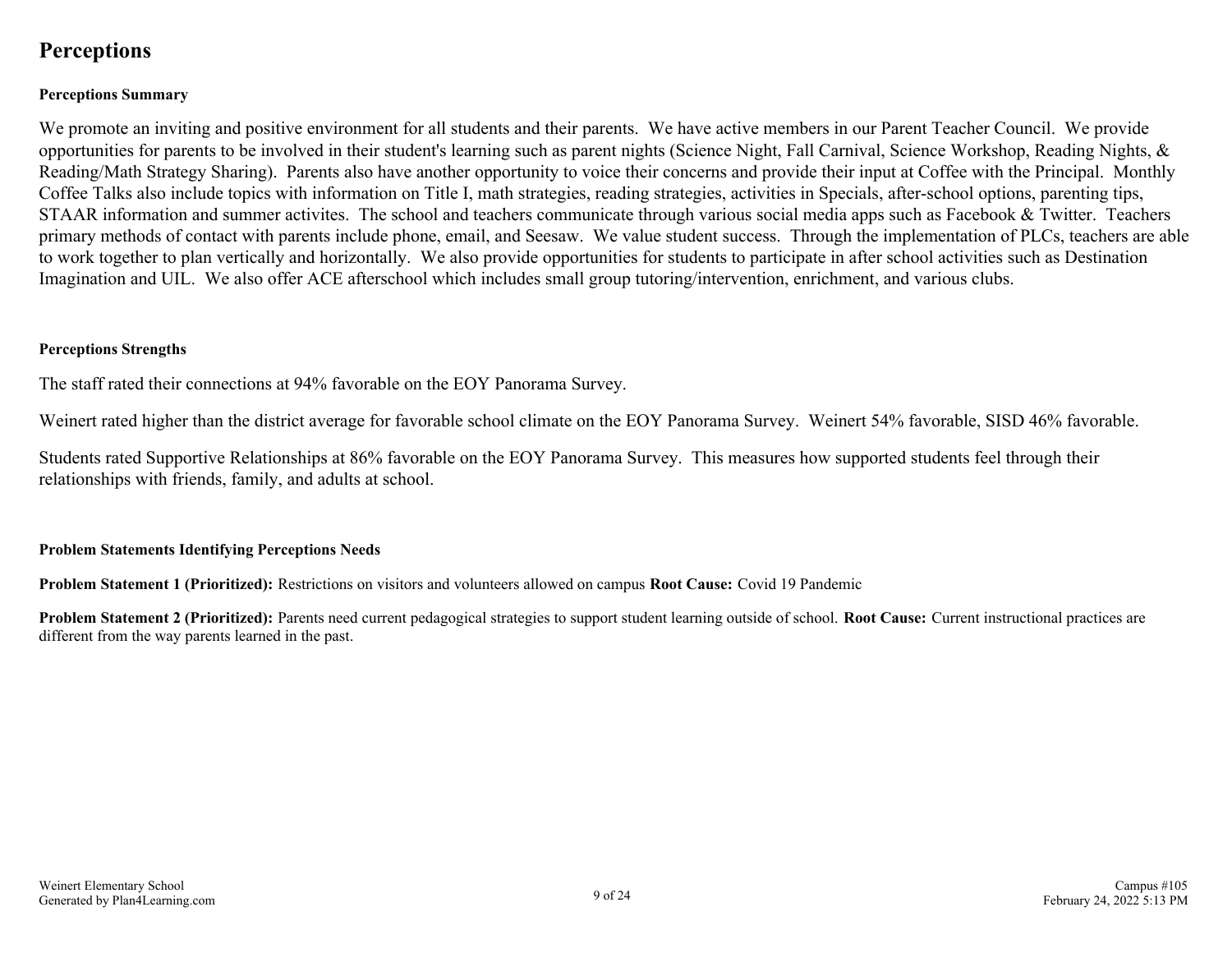# Perceptions

**Perceptions Summary**

We promote an inviting and positive environment for all students and their parents. We have active members in our Parent Teacher Council. We provide opportunities for parents to be involved in their student's learning such as parent nights (Science Night, Fall Carnival, Science Workshop, Reading Nights, & Reading/Math Strategy Sharing). Parents also have another opportunity to voice their concerns and provide their input at Coffee with the Principal. Monthly Coffee Talks also include topics with information on Title I, math strategies, reading strategies, activities in Specials, after-school options, parenting tips, STAAR information and summer activites. The school and teachers communicate through various social media apps such as Facebook & Twitter. Teachers primary methods of contact with parents include phone, email, and Seesaw. We value student success. Through the implementation of PLCs, teachers are able to work together to plan vertically and horizontally. We also provide opportunities for students to participate in after school activities such as Destination Imagination and UIL. We also offer ACE afterschool which includes small group tutoring/intervention, enrichment, and various clubs.

**Perceptions Strengths**

The staff rated their connections at 94% favorable on the EOY Panorama Survey.

Weinert rated higher than the district average for favorable school climate on the EOY Panorama Survey. Weinert 54% favorable, SISD 46% favorable.

Students rated Supportive Relationships at 86% favorable on the EOY Panorama Survey. This measures how supported students feel through their relationships with friends, family, and adults at school.

**Problem Statements Identifying Perceptions Needs**

**Problem Statement 1 (Prioritized):** Restrictions on visitors and volunteers allowed on campus **Root Cause:** Covid 19 Pandemic

**Problem Statement 2 (Prioritized):** Parents need current pedagogical strategies to support student learning outside of school. **Root Cause:** Current instructional practices are different from the way parents learned in the past.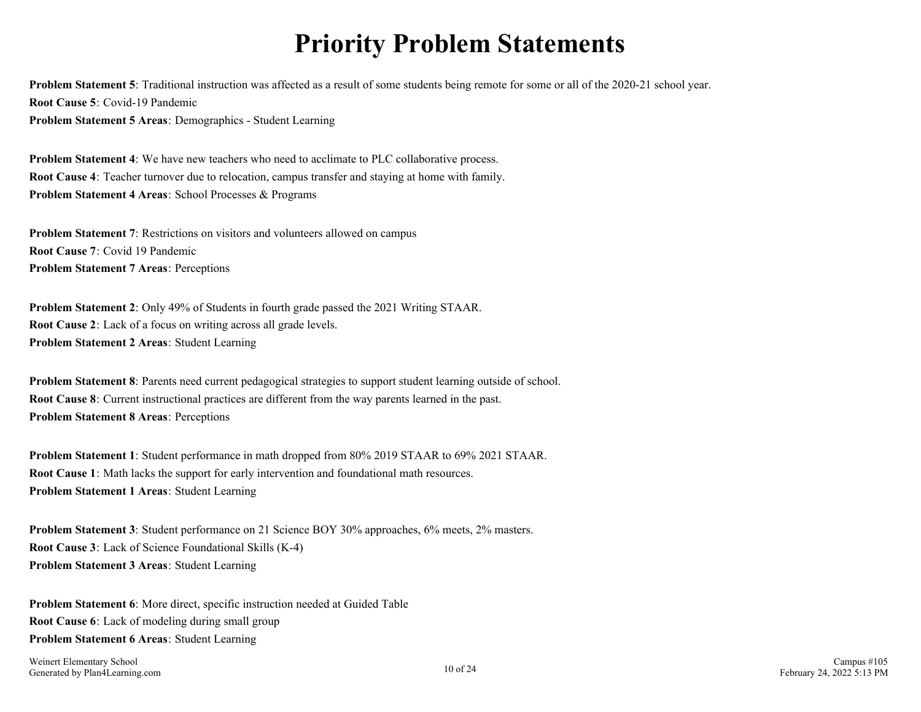# Priority Problem Statements

**Problem Statement 5**: Traditional instruction was affected as a result of some students being remote for some or all of the 2020-21 school year.
**Root Cause 5**: Covid-19 Pandemic
**Problem Statement 5 Areas**: Demographics - Student Learning

**Problem Statement 4**: We have new teachers who need to acclimate to PLC collaborative process.
**Root Cause 4**: Teacher turnover due to relocation, campus transfer and staying at home with family.
**Problem Statement 4 Areas**: School Processes & Programs

**Problem Statement 7**: Restrictions on visitors and volunteers allowed on campus
**Root Cause 7**: Covid 19 Pandemic
**Problem Statement 7 Areas**: Perceptions

**Problem Statement 2**: Only 49% of Students in fourth grade passed the 2021 Writing STAAR.
**Root Cause 2**: Lack of a focus on writing across all grade levels.
**Problem Statement 2 Areas**: Student Learning

**Problem Statement 8**: Parents need current pedagogical strategies to support student learning outside of school.
**Root Cause 8**: Current instructional practices are different from the way parents learned in the past.
**Problem Statement 8 Areas**: Perceptions

**Problem Statement 1**: Student performance in math dropped from 80% 2019 STAAR to 69% 2021 STAAR.
**Root Cause 1**: Math lacks the support for early intervention and foundational math resources.
**Problem Statement 1 Areas**: Student Learning

**Problem Statement 3**: Student performance on 21 Science BOY 30% approaches, 6% meets, 2% masters.
**Root Cause 3**: Lack of Science Foundational Skills (K-4)
**Problem Statement 3 Areas**: Student Learning

**Problem Statement 6**: More direct, specific instruction needed at Guided Table
**Root Cause 6**: Lack of modeling during small group
**Problem Statement 6 Areas**: Student Learning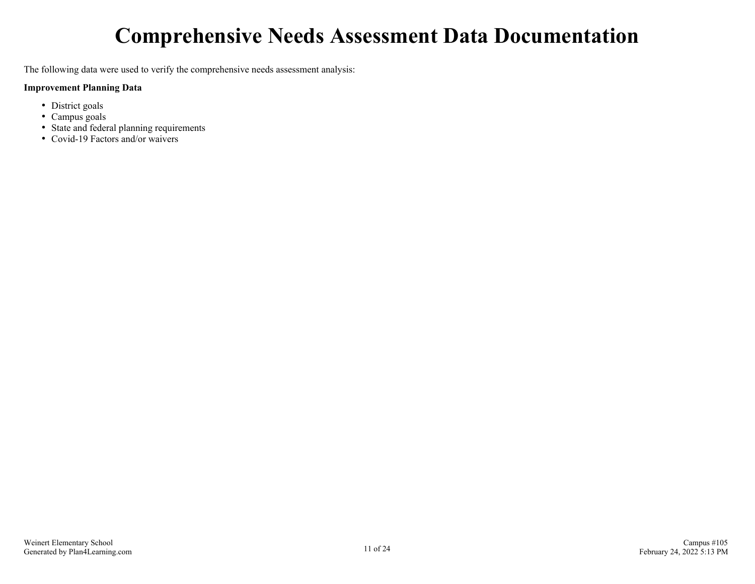# Comprehensive Needs Assessment Data Documentation

The following data were used to verify the comprehensive needs assessment analysis:

**Improvement Planning Data**

- District goals
- Campus goals
- State and federal planning requirements
- Covid-19 Factors and/or waivers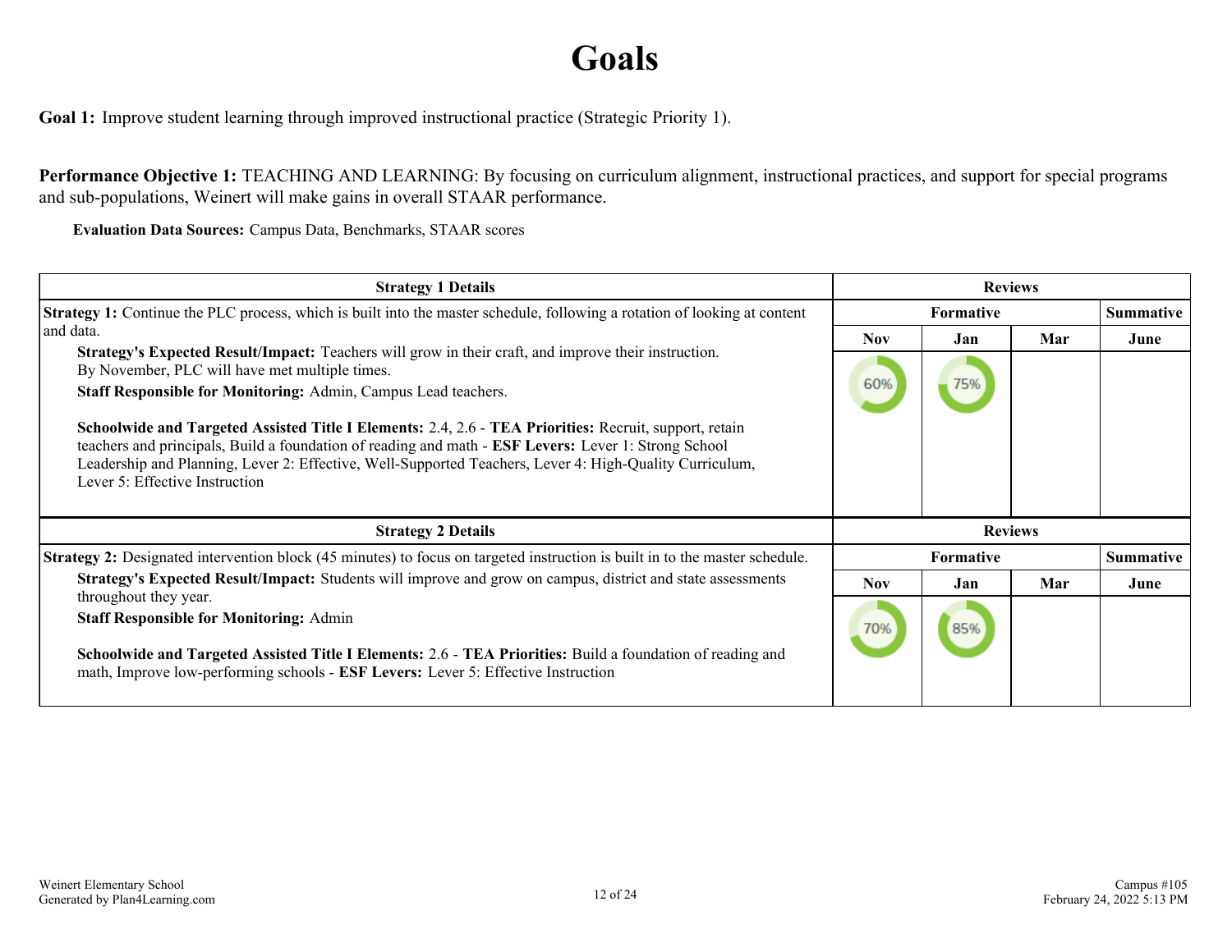# Goals

**Goal 1:** Improve student learning through improved instructional practice (Strategic Priority 1).

**Performance Objective 1:** TEACHING AND LEARNING: By focusing on curriculum alignment, instructional practices, and support for special programs and sub-populations, Weinert will make gains in overall STAAR performance.

**Evaluation Data Sources:** Campus Data, Benchmarks, STAAR scores

| Strategy 1 Details | Reviews | | | |
|---|---|---|---|---|
| **Strategy 1:** Continue the PLC process, which is built into the master schedule, following a rotation of looking at content and data. | Formative | | | Summative |
| **Strategy's Expected Result/Impact:** Teachers will grow in their craft, and improve their instruction. By November, PLC will have met multiple times. **Staff Responsible for Monitoring:** Admin, Campus Lead teachers. **Schoolwide and Targeted Assisted Title I Elements:** 2.4, 2.6 - **TEA Priorities:** Recruit, support, retain teachers and principals, Build a foundation of reading and math - **ESF Levers:** Lever 1: Strong School Leadership and Planning, Lever 2: Effective, Well-Supported Teachers, Lever 4: High-Quality Curriculum, Lever 5: Effective Instruction | Nov | Jan | Mar | June |
| | 60% | 75% | | |

| Strategy 2 Details | Reviews | | | |
|---|---|---|---|---|
| **Strategy 2:** Designated intervention block (45 minutes) to focus on targeted instruction is built in to the master schedule. | Formative | | | Summative |
| **Strategy's Expected Result/Impact:** Students will improve and grow on campus, district and state assessments throughout they year. **Staff Responsible for Monitoring:** Admin **Schoolwide and Targeted Assisted Title I Elements:** 2.6 - **TEA Priorities:** Build a foundation of reading and math, Improve low-performing schools - **ESF Levers:** Lever 5: Effective Instruction | Nov | Jan | Mar | June |
| | 70% | 85% | | |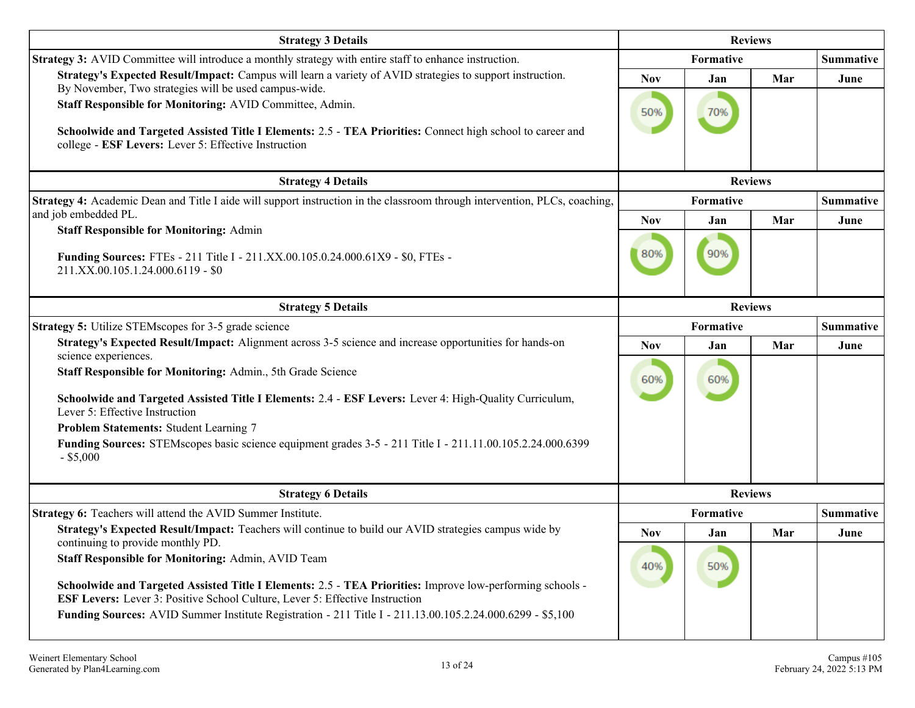| Strategy 3 Details | Reviews | | | |
|---|---|---|---|---|
| **Strategy 3:** AVID Committee will introduce a monthly strategy with entire staff to enhance instruction. | Formative | | | Summative |
| **Strategy's Expected Result/Impact:** Campus will learn a variety of AVID strategies to support instruction. By November, Two strategies will be used campus-wide.<br>**Staff Responsible for Monitoring:** AVID Committee, Admin.<br><br>**Schoolwide and Targeted Assisted Title I Elements:** 2.5 - **TEA Priorities:** Connect high school to career and college - **ESF Levers:** Lever 5: Effective Instruction | Nov | Jan | Mar | June |
| | 50% | 70% | | |

| Strategy 4 Details | Reviews | | | |
|---|---|---|---|---|
| **Strategy 4:** Academic Dean and Title I aide will support instruction in the classroom through intervention, PLCs, coaching, and job embedded PL. | Formative | | | Summative |
| **Staff Responsible for Monitoring:** Admin<br><br>**Funding Sources:** FTEs - 211 Title I - 211.XX.00.105.0.24.000.61X9 - $0, FTEs - 211.XX.00.105.1.24.000.6119 - $0 | Nov | Jan | Mar | June |
| | 80% | 90% | | |

| Strategy 5 Details | Reviews | | | |
|---|---|---|---|---|
| **Strategy 5:** Utilize STEMscopes for 3-5 grade science | Formative | | | Summative |
| **Strategy's Expected Result/Impact:** Alignment across 3-5 science and increase opportunities for hands-on science experiences.<br>**Staff Responsible for Monitoring:** Admin., 5th Grade Science<br><br>**Schoolwide and Targeted Assisted Title I Elements:** 2.4 - **ESF Levers:** Lever 4: High-Quality Curriculum, Lever 5: Effective Instruction<br>**Problem Statements:** Student Learning 7<br>**Funding Sources:** STEMscopes basic science equipment grades 3-5 - 211 Title I - 211.11.00.105.2.24.000.6399 - $5,000 | Nov | Jan | Mar | June |
| | 60% | 60% | | |

| Strategy 6 Details | Reviews | | | |
|---|---|---|---|---|
| **Strategy 6:** Teachers will attend the AVID Summer Institute. | Formative | | | Summative |
| **Strategy's Expected Result/Impact:** Teachers will continue to build our AVID strategies campus wide by continuing to provide monthly PD.<br>**Staff Responsible for Monitoring:** Admin, AVID Team<br><br>**Schoolwide and Targeted Assisted Title I Elements:** 2.5 - **TEA Priorities:** Improve low-performing schools - **ESF Levers:** Lever 3: Positive School Culture, Lever 5: Effective Instruction<br>**Funding Sources:** AVID Summer Institute Registration - 211 Title I - 211.13.00.105.2.24.000.6299 - $5,100 | Nov | Jan | Mar | June |
| | 40% | 50% | | |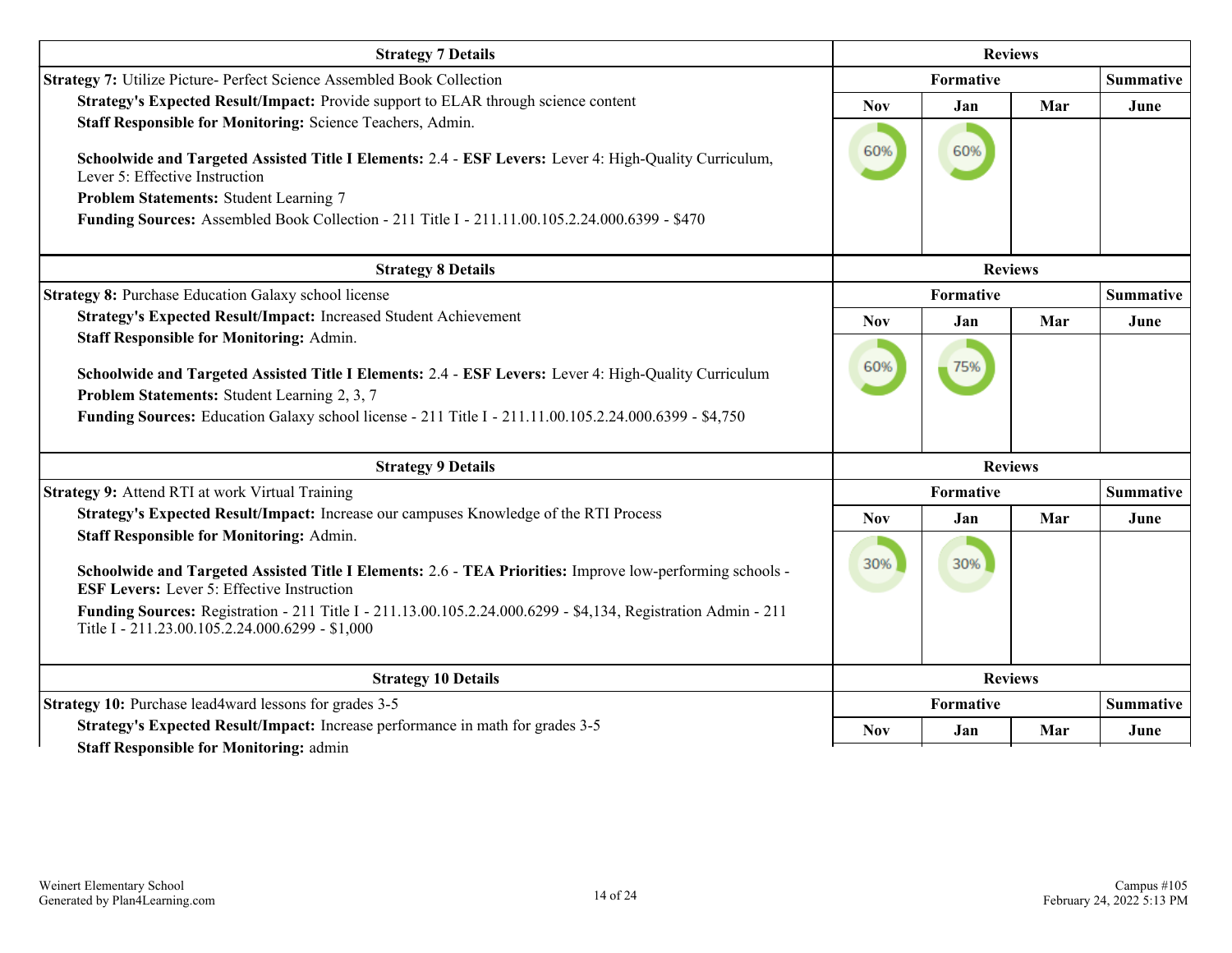| Strategy 7 Details | Reviews | | | |
|---|---|---|---|---|
| **Strategy 7:** Utilize Picture- Perfect Science Assembled Book Collection | Formative | | | Summative |
| **Strategy's Expected Result/Impact:** Provide support to ELAR through science content | Nov | Jan | Mar | June |
| **Staff Responsible for Monitoring:** Science Teachers, Admin.<br><br>**Schoolwide and Targeted Assisted Title I Elements:** 2.4 - **ESF Levers:** Lever 4: High-Quality Curriculum, Lever 5: Effective Instruction<br>**Problem Statements:** Student Learning 7<br>**Funding Sources:** Assembled Book Collection - 211 Title I - 211.11.00.105.2.24.000.6399 - $470 | 60% | 60% | | |

| Strategy 8 Details | Reviews | | | |
|---|---|---|---|---|
| **Strategy 8:** Purchase Education Galaxy school license | Formative | | | Summative |
| **Strategy's Expected Result/Impact:** Increased Student Achievement | Nov | Jan | Mar | June |
| **Staff Responsible for Monitoring:** Admin.<br><br>**Schoolwide and Targeted Assisted Title I Elements:** 2.4 - **ESF Levers:** Lever 4: High-Quality Curriculum<br>**Problem Statements:** Student Learning 2, 3, 7<br>**Funding Sources:** Education Galaxy school license - 211 Title I - 211.11.00.105.2.24.000.6399 - $4,750 | 60% | 75% | | |

| Strategy 9 Details | Reviews | | | |
|---|---|---|---|---|
| **Strategy 9:** Attend RTI at work Virtual Training | Formative | | | Summative |
| **Strategy's Expected Result/Impact:** Increase our campuses Knowledge of the RTI Process | Nov | Jan | Mar | June |
| **Staff Responsible for Monitoring:** Admin.<br><br>**Schoolwide and Targeted Assisted Title I Elements:** 2.6 - **TEA Priorities:** Improve low-performing schools - **ESF Levers:** Lever 5: Effective Instruction<br>**Funding Sources:** Registration - 211 Title I - 211.13.00.105.2.24.000.6299 - $4,134, Registration Admin - 211 Title I - 211.23.00.105.2.24.000.6299 - $1,000 | 30% | 30% | | |

| Strategy 10 Details | Reviews | | | |
|---|---|---|---|---|
| **Strategy 10:** Purchase lead4ward lessons for grades 3-5 | Formative | | | Summative |
| **Strategy's Expected Result/Impact:** Increase performance in math for grades 3-5 | Nov | Jan | Mar | June |
| **Staff Responsible for Monitoring:** admin | | | | |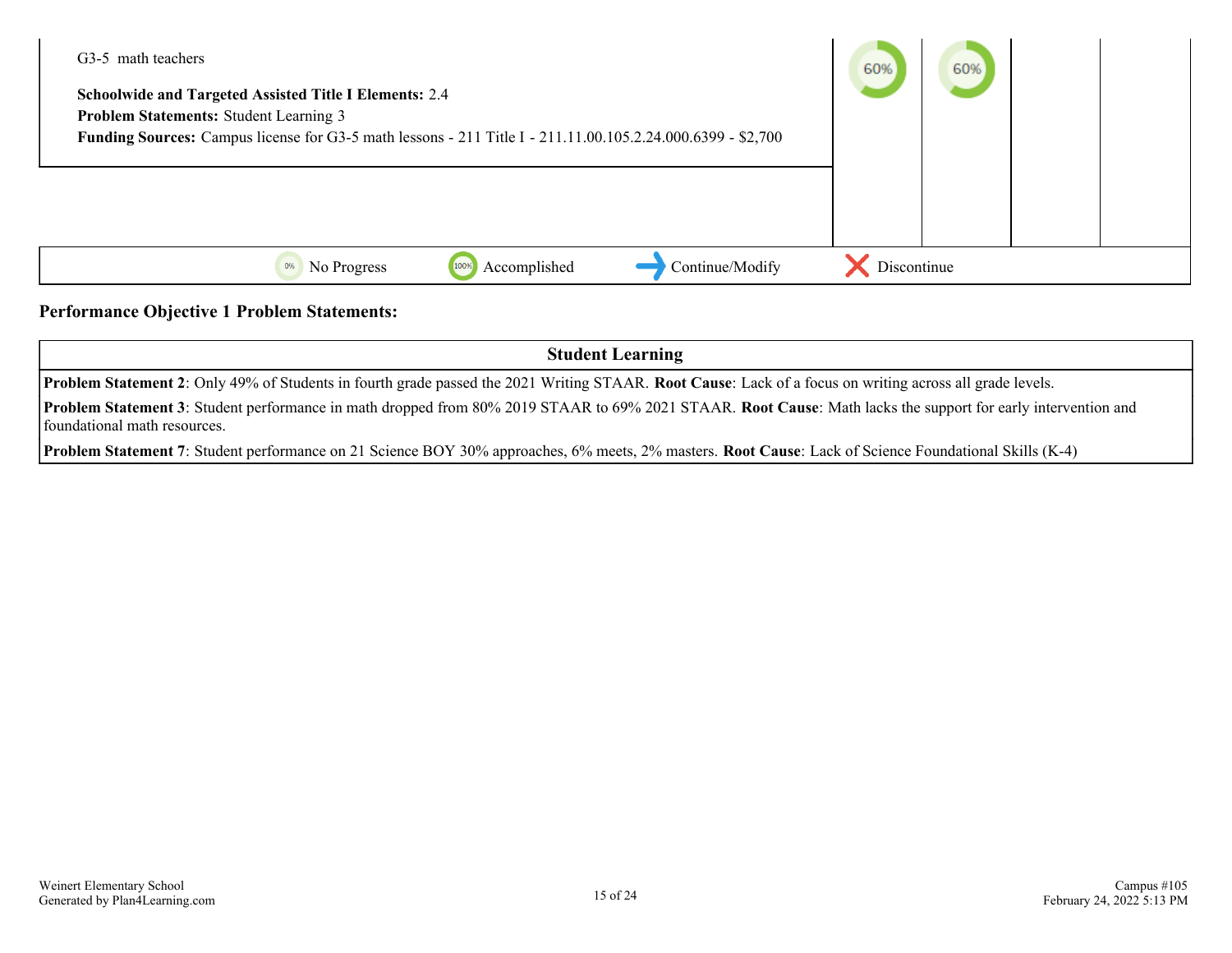| Strategy | | | | |
|---|---|---|---|---|
| G3-5 math teachers<br><br>**Schoolwide and Targeted Assisted Title I Elements:** 2.4<br>**Problem Statements:** Student Learning 3<br>**Funding Sources:** Campus license for G3-5 math lessons - 211 Title I - 211.11.00.105.2.24.000.6399 - $2,700 | 60% | 60% | | |

0% No Progress | 100% Accomplished | Continue/Modify | Discontinue

**Performance Objective 1 Problem Statements:**

| Student Learning |
|---|
| **Problem Statement 2**: Only 49% of Students in fourth grade passed the 2021 Writing STAAR. **Root Cause**: Lack of a focus on writing across all grade levels. |
| **Problem Statement 3**: Student performance in math dropped from 80% 2019 STAAR to 69% 2021 STAAR. **Root Cause**: Math lacks the support for early intervention and foundational math resources. |
| **Problem Statement 7**: Student performance on 21 Science BOY 30% approaches, 6% meets, 2% masters. **Root Cause**: Lack of Science Foundational Skills (K-4) |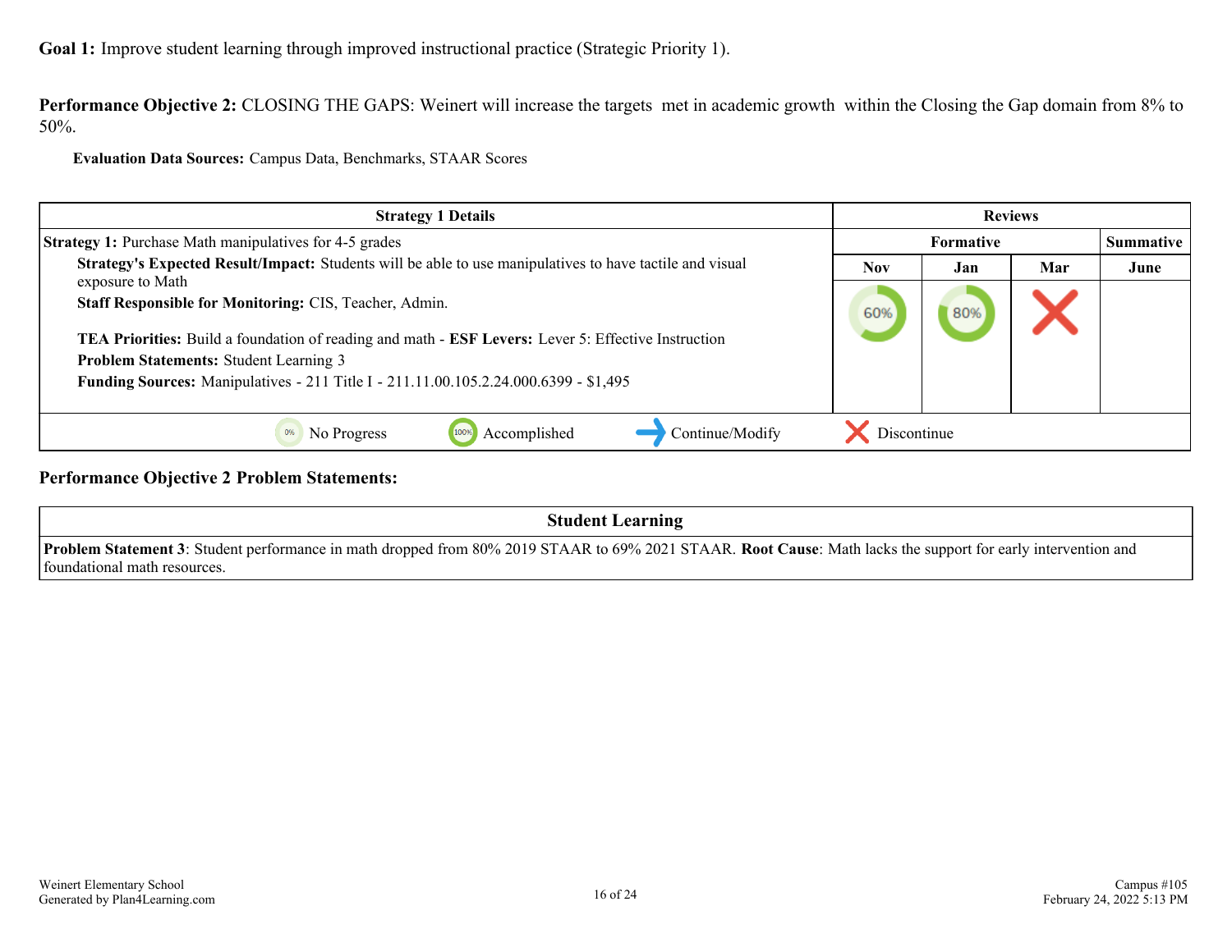**Goal 1:** Improve student learning through improved instructional practice (Strategic Priority 1).

**Performance Objective 2:** CLOSING THE GAPS: Weinert will increase the targets met in academic growth within the Closing the Gap domain from 8% to 50%.

**Evaluation Data Sources:** Campus Data, Benchmarks, STAAR Scores

| Strategy 1 Details | Reviews | | | |
|---|---|---|---|---|
| | Formative | | | Summative |
| | Nov | Jan | Mar | June |
| **Strategy 1:** Purchase Math manipulatives for 4-5 grades<br>**Strategy's Expected Result/Impact:** Students will be able to use manipulatives to have tactile and visual exposure to Math<br>**Staff Responsible for Monitoring:** CIS, Teacher, Admin.<br><br>**TEA Priorities:** Build a foundation of reading and math - **ESF Levers:** Lever 5: Effective Instruction<br>**Problem Statements:** Student Learning 3<br>**Funding Sources:** Manipulatives - 211 Title I - 211.11.00.105.2.24.000.6399 - $1,495 | 60% | 80% | Discontinue | |

0% No Progress | 100% Accomplished | Continue/Modify | Discontinue

**Performance Objective 2 Problem Statements:**

| Student Learning |
|---|
| **Problem Statement 3**: Student performance in math dropped from 80% 2019 STAAR to 69% 2021 STAAR. **Root Cause**: Math lacks the support for early intervention and foundational math resources. |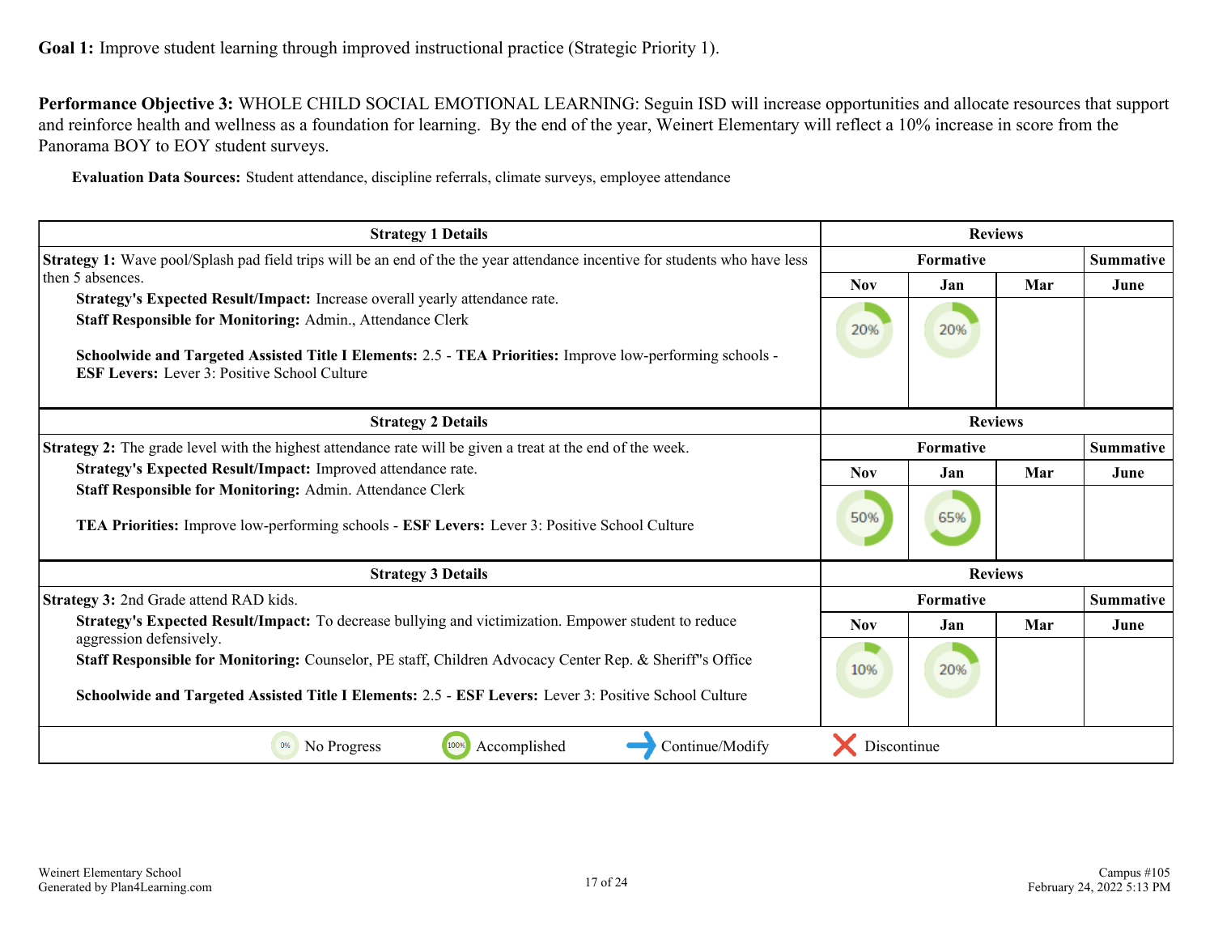**Goal 1:** Improve student learning through improved instructional practice (Strategic Priority 1).

**Performance Objective 3:** WHOLE CHILD SOCIAL EMOTIONAL LEARNING: Seguin ISD will increase opportunities and allocate resources that support and reinforce health and wellness as a foundation for learning. By the end of the year, Weinert Elementary will reflect a 10% increase in score from the Panorama BOY to EOY student surveys.

**Evaluation Data Sources:** Student attendance, discipline referrals, climate surveys, employee attendance

| Strategy 1 Details | Reviews | | | |
|---|---|---|---|---|
| | Formative | | | Summative |
| | Nov | Jan | Mar | June |
| **Strategy 1:** Wave pool/Splash pad field trips will be an end of the the year attendance incentive for students who have less then 5 absences.<br>**Strategy's Expected Result/Impact:** Increase overall yearly attendance rate.<br>**Staff Responsible for Monitoring:** Admin., Attendance Clerk<br><br>**Schoolwide and Targeted Assisted Title I Elements:** 2.5 - **TEA Priorities:** Improve low-performing schools - **ESF Levers:** Lever 3: Positive School Culture | 20% | 20% | | |

| Strategy 2 Details | Reviews | | | |
|---|---|---|---|---|
| | Formative | | | Summative |
| | Nov | Jan | Mar | June |
| **Strategy 2:** The grade level with the highest attendance rate will be given a treat at the end of the week.<br>**Strategy's Expected Result/Impact:** Improved attendance rate.<br>**Staff Responsible for Monitoring:** Admin. Attendance Clerk<br><br>**TEA Priorities:** Improve low-performing schools - **ESF Levers:** Lever 3: Positive School Culture | 50% | 65% | | |

| Strategy 3 Details | Reviews | | | |
|---|---|---|---|---|
| | Formative | | | Summative |
| | Nov | Jan | Mar | June |
| **Strategy 3:** 2nd Grade attend RAD kids.<br>**Strategy's Expected Result/Impact:** To decrease bullying and victimization. Empower student to reduce aggression defensively.<br>**Staff Responsible for Monitoring:** Counselor, PE staff, Children Advocacy Center Rep. & Sheriff"s Office<br><br>**Schoolwide and Targeted Assisted Title I Elements:** 2.5 - **ESF Levers:** Lever 3: Positive School Culture | 10% | 20% | | |

0% No Progress | 100% Accomplished | Continue/Modify | Discontinue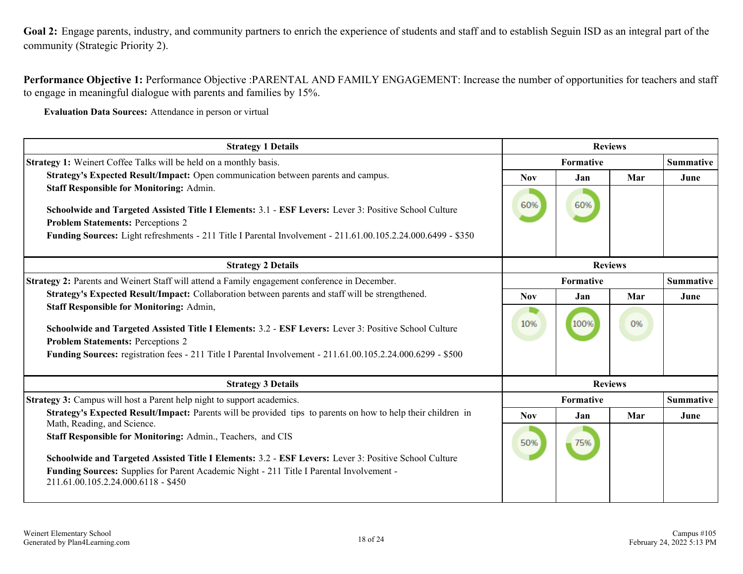**Goal 2:** Engage parents, industry, and community partners to enrich the experience of students and staff and to establish Seguin ISD as an integral part of the community (Strategic Priority 2).

**Performance Objective 1:** Performance Objective :PARENTAL AND FAMILY ENGAGEMENT: Increase the number of opportunities for teachers and staff to engage in meaningful dialogue with parents and families by 15%.

**Evaluation Data Sources:** Attendance in person or virtual

| Strategy 1 Details | Reviews | | | |
|---|---|---|---|---|
| **Strategy 1:** Weinert Coffee Talks will be held on a monthly basis. | Formative | | | Summative |
| **Strategy's Expected Result/Impact:** Open communication between parents and campus.<br>**Staff Responsible for Monitoring:** Admin.<br><br>**Schoolwide and Targeted Assisted Title I Elements:** 3.1 - **ESF Levers:** Lever 3: Positive School Culture<br>**Problem Statements:** Perceptions 2<br>**Funding Sources:** Light refreshments - 211 Title I Parental Involvement - 211.61.00.105.2.24.000.6499 - $350 | Nov | Jan | Mar | June |
| | 60% | 60% | | |

| Strategy 2 Details | Reviews | | | |
|---|---|---|---|---|
| **Strategy 2:** Parents and Weinert Staff will attend a Family engagement conference in December. | Formative | | | Summative |
| **Strategy's Expected Result/Impact:** Collaboration between parents and staff will be strengthened.<br>**Staff Responsible for Monitoring:** Admin,<br><br>**Schoolwide and Targeted Assisted Title I Elements:** 3.2 - **ESF Levers:** Lever 3: Positive School Culture<br>**Problem Statements:** Perceptions 2<br>**Funding Sources:** registration fees - 211 Title I Parental Involvement - 211.61.00.105.2.24.000.6299 - $500 | Nov | Jan | Mar | June |
| | 10% | 100% | 0% | |

| Strategy 3 Details | Reviews | | | |
|---|---|---|---|---|
| **Strategy 3:** Campus will host a Parent help night to support academics. | Formative | | | Summative |
| **Strategy's Expected Result/Impact:** Parents will be provided tips to parents on how to help their children in Math, Reading, and Science.<br>**Staff Responsible for Monitoring:** Admin., Teachers, and CIS<br><br>**Schoolwide and Targeted Assisted Title I Elements:** 3.2 - **ESF Levers:** Lever 3: Positive School Culture<br>**Funding Sources:** Supplies for Parent Academic Night - 211 Title I Parental Involvement - 211.61.00.105.2.24.000.6118 - $450 | Nov | Jan | Mar | June |
| | 50% | 75% | | |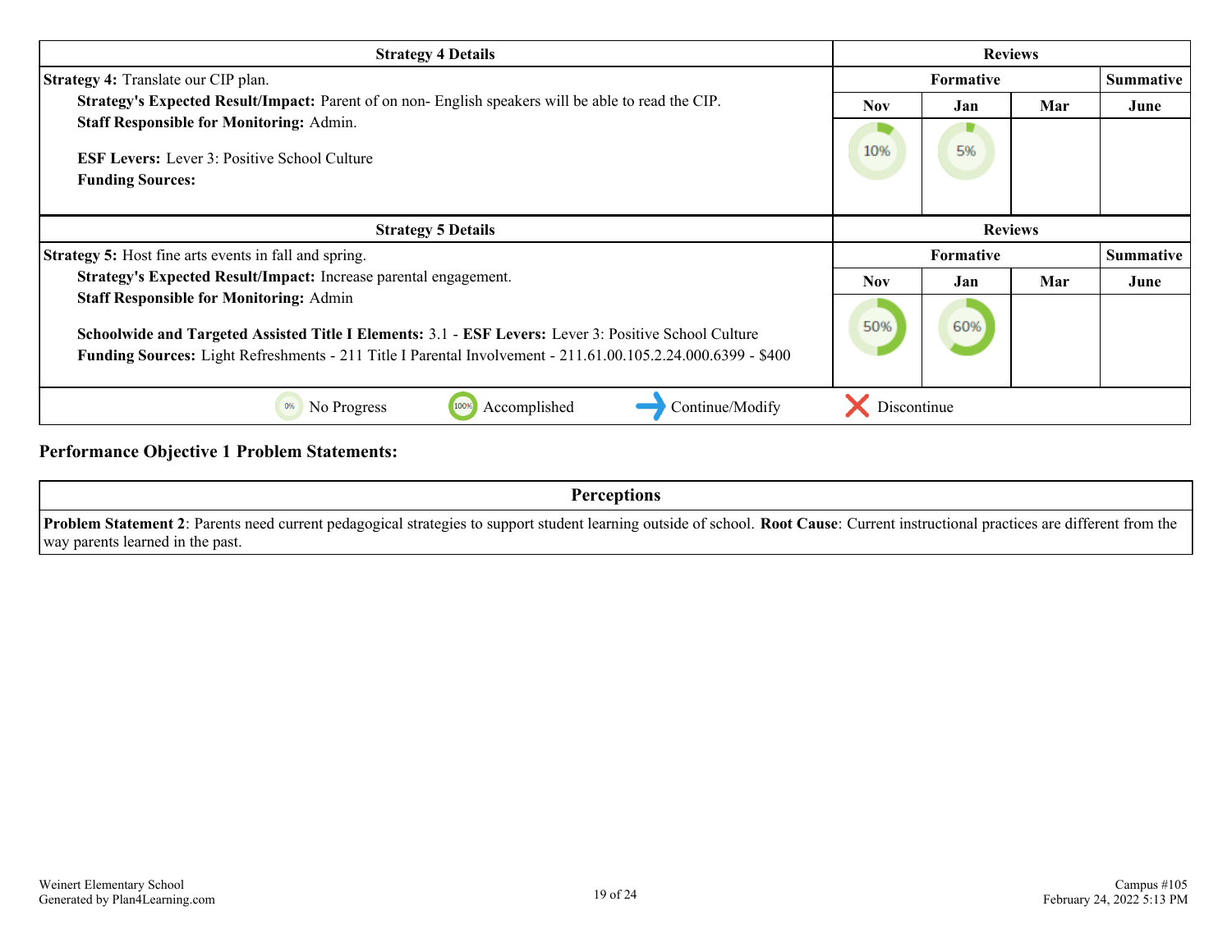| Strategy 4 Details | Reviews | | | |
|---|---|---|---|---|
| **Strategy 4:** Translate our CIP plan. | Formative | | | Summative |
| **Strategy's Expected Result/Impact:** Parent of on non- English speakers will be able to read the CIP. | Nov | Jan | Mar | June |
| **Staff Responsible for Monitoring:** Admin.<br><br>**ESF Levers:** Lever 3: Positive School Culture<br>**Funding Sources:** | 10% | 5% | | |

| Strategy 5 Details | Reviews | | | |
|---|---|---|---|---|
| **Strategy 5:** Host fine arts events in fall and spring. | Formative | | | Summative |
| **Strategy's Expected Result/Impact:** Increase parental engagement. | Nov | Jan | Mar | June |
| **Staff Responsible for Monitoring:** Admin<br><br>**Schoolwide and Targeted Assisted Title I Elements:** 3.1 - **ESF Levers:** Lever 3: Positive School Culture<br>**Funding Sources:** Light Refreshments - 211 Title I Parental Involvement - 211.61.00.105.2.24.000.6399 - $400 | 50% | 60% | | |

0% No Progress | 100% Accomplished | Continue/Modify | Discontinue

**Performance Objective 1 Problem Statements:**

| Perceptions |
|---|
| **Problem Statement 2**: Parents need current pedagogical strategies to support student learning outside of school. **Root Cause**: Current instructional practices are different from the way parents learned in the past. |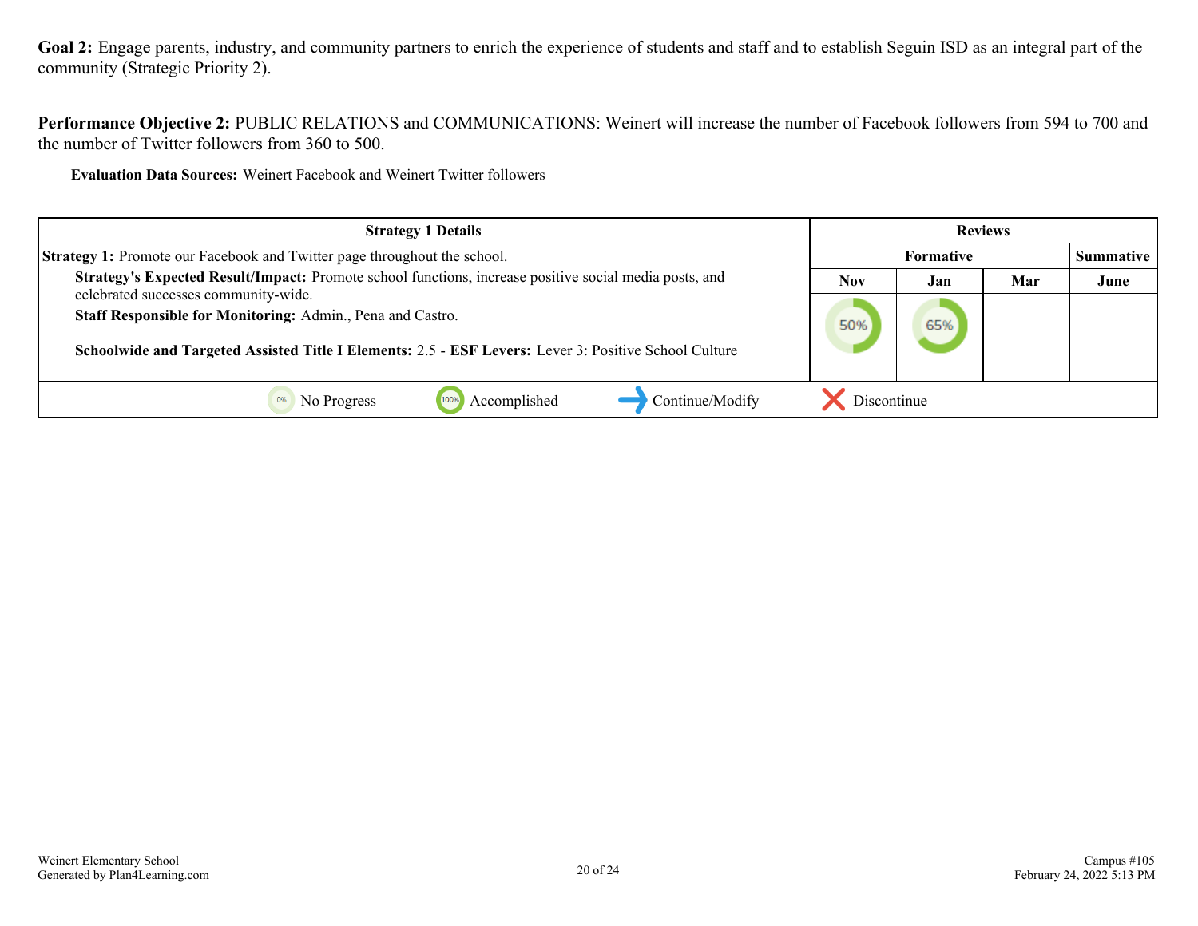**Goal 2:** Engage parents, industry, and community partners to enrich the experience of students and staff and to establish Seguin ISD as an integral part of the community (Strategic Priority 2).

**Performance Objective 2:** PUBLIC RELATIONS and COMMUNICATIONS: Weinert will increase the number of Facebook followers from 594 to 700 and the number of Twitter followers from 360 to 500.

**Evaluation Data Sources:** Weinert Facebook and Weinert Twitter followers

| Strategy 1 Details | Reviews | | | |
|---|---|---|---|---|
| | Formative | | | Summative |
| **Strategy 1:** Promote our Facebook and Twitter page throughout the school. | Nov | Jan | Mar | June |
| **Strategy's Expected Result/Impact:** Promote school functions, increase positive social media posts, and celebrated successes community-wide.<br>**Staff Responsible for Monitoring:** Admin., Pena and Castro.<br><br>**Schoolwide and Targeted Assisted Title I Elements:** 2.5 - **ESF Levers:** Lever 3: Positive School Culture | 50% | 65% | | |

0% No Progress | 100% Accomplished | → Continue/Modify | ✕ Discontinue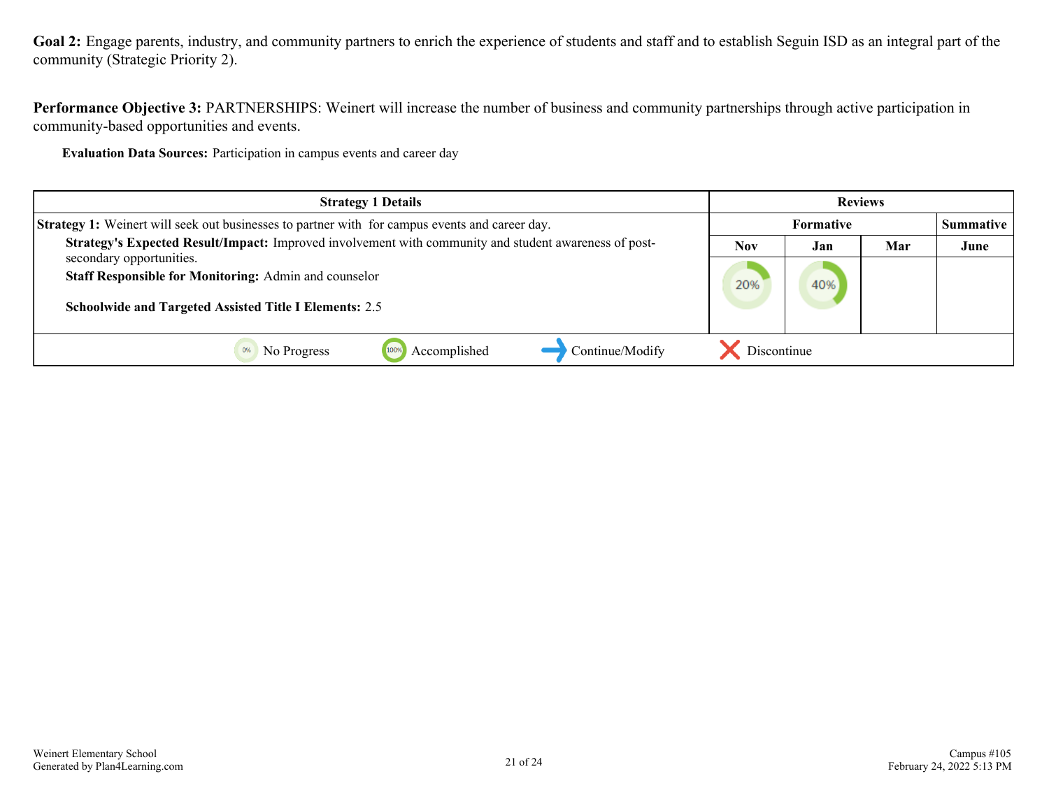**Goal 2:** Engage parents, industry, and community partners to enrich the experience of students and staff and to establish Seguin ISD as an integral part of the community (Strategic Priority 2).

**Performance Objective 3:** PARTNERSHIPS: Weinert will increase the number of business and community partnerships through active participation in community-based opportunities and events.

**Evaluation Data Sources:** Participation in campus events and career day

| Strategy 1 Details | Reviews | | | |
|---|---|---|---|---|
| | Formative | | | Summative |
| | Nov | Jan | Mar | June |
| **Strategy 1:** Weinert will seek out businesses to partner with for campus events and career day.<br>**Strategy's Expected Result/Impact:** Improved involvement with community and student awareness of post-secondary opportunities.<br>**Staff Responsible for Monitoring:** Admin and counselor<br><br>**Schoolwide and Targeted Assisted Title I Elements:** 2.5 | 20% | 40% | | |

0% No Progress | 100% Accomplished | Continue/Modify | Discontinue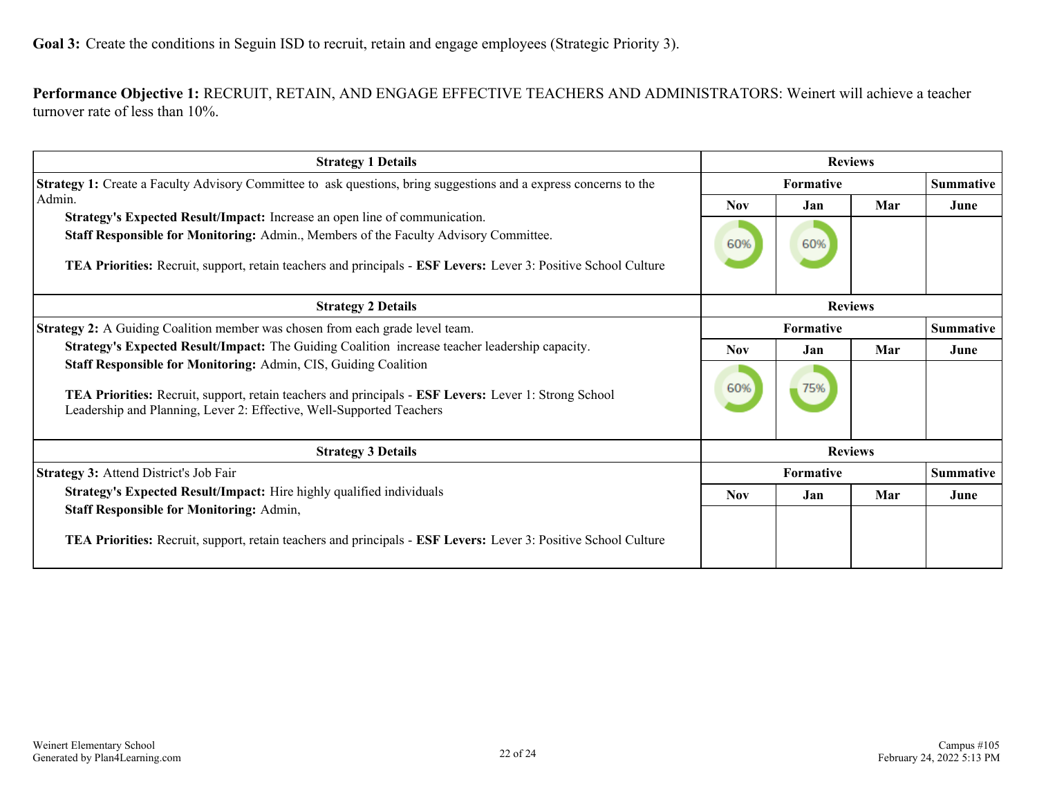**Goal 3:** Create the conditions in Seguin ISD to recruit, retain and engage employees (Strategic Priority 3).

**Performance Objective 1:** RECRUIT, RETAIN, AND ENGAGE EFFECTIVE TEACHERS AND ADMINISTRATORS: Weinert will achieve a teacher turnover rate of less than 10%.

| Strategy 1 Details | Reviews | | | |
|---|---|---|---|---|
| **Strategy 1:** Create a Faculty Advisory Committee to ask questions, bring suggestions and a express concerns to the Admin. | Formative | | | Summative |
| **Strategy's Expected Result/Impact:** Increase an open line of communication.<br>**Staff Responsible for Monitoring:** Admin., Members of the Faculty Advisory Committee.<br><br>**TEA Priorities:** Recruit, support, retain teachers and principals - **ESF Levers:** Lever 3: Positive School Culture | Nov | Jan | Mar | June |
| | 60% | 60% | | |

| Strategy 2 Details | Reviews | | | |
|---|---|---|---|---|
| **Strategy 2:** A Guiding Coalition member was chosen from each grade level team. | Formative | | | Summative |
| **Strategy's Expected Result/Impact:** The Guiding Coalition increase teacher leadership capacity.<br>**Staff Responsible for Monitoring:** Admin, CIS, Guiding Coalition<br><br>**TEA Priorities:** Recruit, support, retain teachers and principals - **ESF Levers:** Lever 1: Strong School Leadership and Planning, Lever 2: Effective, Well-Supported Teachers | Nov | Jan | Mar | June |
| | 60% | 75% | | |

| Strategy 3 Details | Reviews | | | |
|---|---|---|---|---|
| **Strategy 3:** Attend District's Job Fair | Formative | | | Summative |
| **Strategy's Expected Result/Impact:** Hire highly qualified individuals<br>**Staff Responsible for Monitoring:** Admin,<br><br>**TEA Priorities:** Recruit, support, retain teachers and principals - **ESF Levers:** Lever 3: Positive School Culture | Nov | Jan | Mar | June |
| | | | | |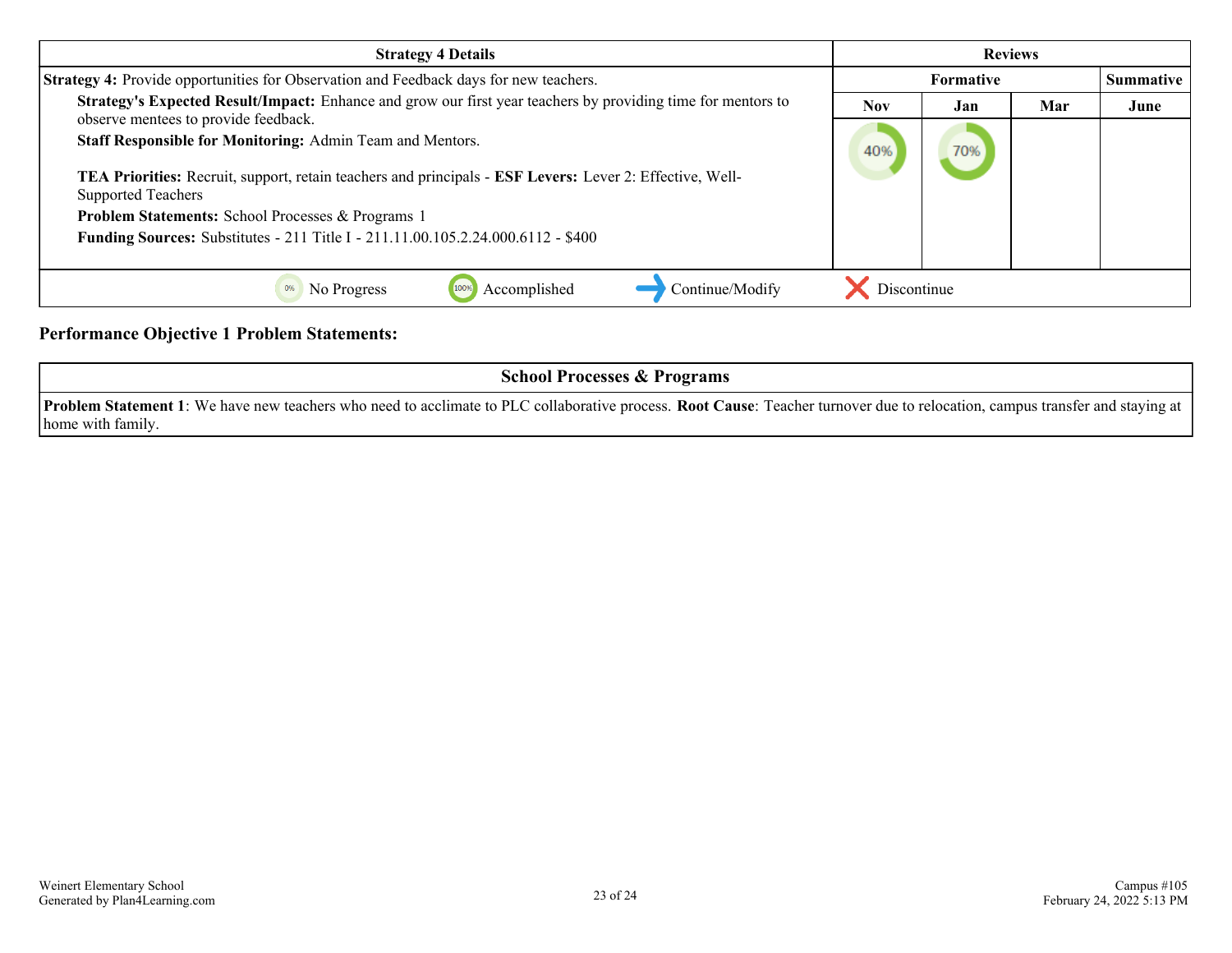| Strategy 4 Details | Reviews | | | |
|---|---|---|---|---|
| | Formative | | | Summative |
| | Nov | Jan | Mar | June |
| **Strategy 4:** Provide opportunities for Observation and Feedback days for new teachers.<br>**Strategy's Expected Result/Impact:** Enhance and grow our first year teachers by providing time for mentors to observe mentees to provide feedback.<br>**Staff Responsible for Monitoring:** Admin Team and Mentors.<br><br>**TEA Priorities:** Recruit, support, retain teachers and principals - **ESF Levers:** Lever 2: Effective, Well-Supported Teachers<br>**Problem Statements:** School Processes & Programs 1<br>**Funding Sources:** Substitutes - 211 Title I - 211.11.00.105.2.24.000.6112 - $400 | 40% | 70% | | |
| 0% No Progress &nbsp;&nbsp; 100% Accomplished &nbsp;&nbsp; → Continue/Modify &nbsp;&nbsp; ✕ Discontinue | | | | |

## Performance Objective 1 Problem Statements:

| School Processes & Programs |
|---|
| **Problem Statement 1**: We have new teachers who need to acclimate to PLC collaborative process. **Root Cause**: Teacher turnover due to relocation, campus transfer and staying at home with family. |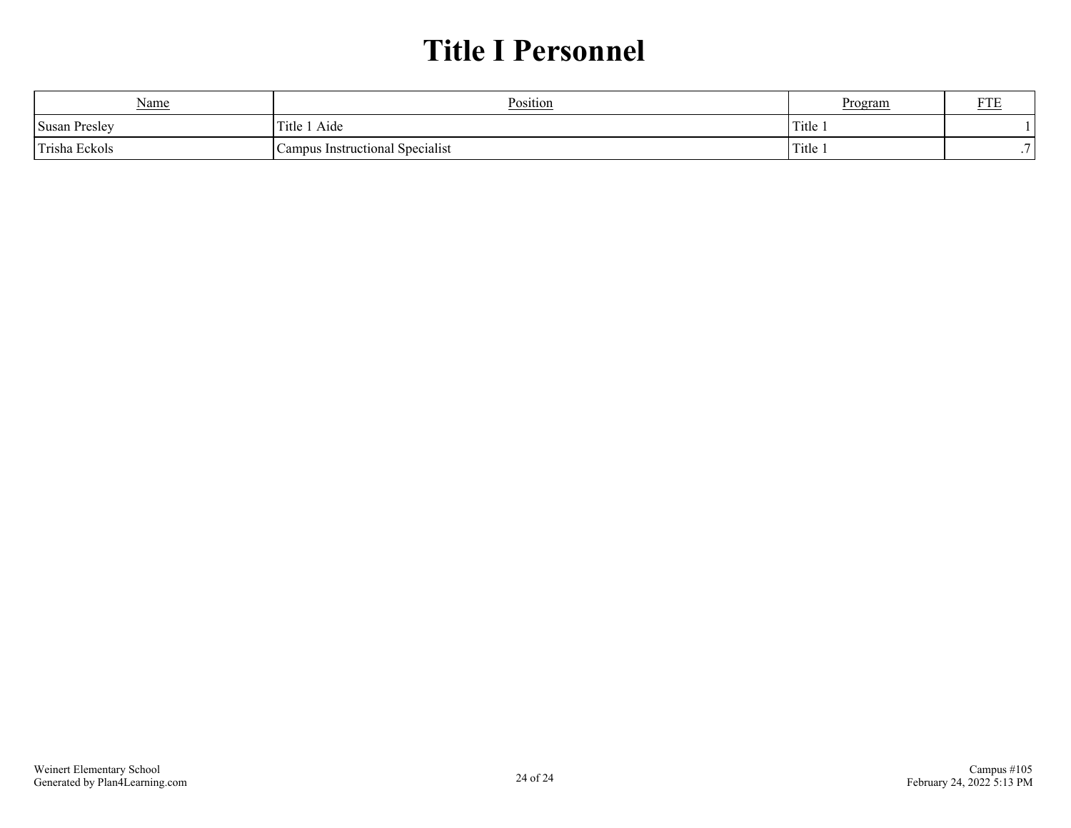# Title I Personnel

| Name | Position | Program | FTE |
| --- | --- | --- | --- |
| Susan Presley | Title 1 Aide | Title 1 | 1 |
| Trisha Eckols | Campus Instructional Specialist | Title 1 | .7 |